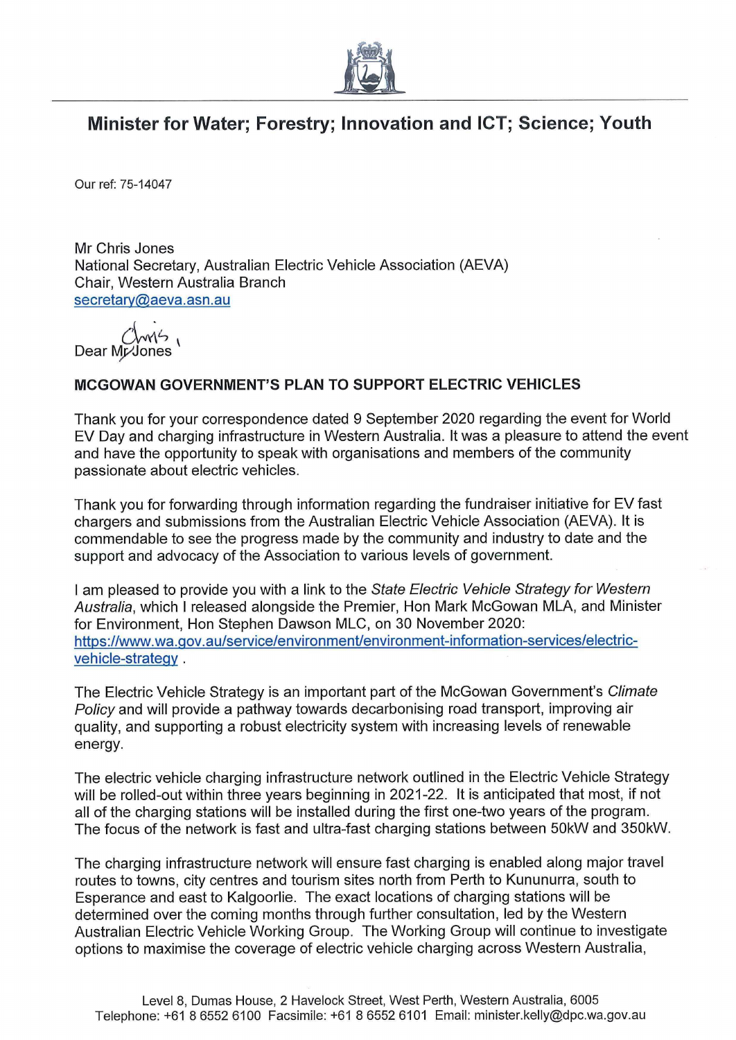# Minister for Water; Forestry; Innovation and ICT; Science; Youth

Our ref: 75-14047

Mr Chris Jones
National Secretary, Australian Electric Vehicle Association (AEVA)
Chair, Western Australia Branch
secretary@aeva.asn.au

Dear Mr Jones Chris,

**MCGOWAN GOVERNMENT'S PLAN TO SUPPORT ELECTRIC VEHICLES**

Thank you for your correspondence dated 9 September 2020 regarding the event for World EV Day and charging infrastructure in Western Australia. It was a pleasure to attend the event and have the opportunity to speak with organisations and members of the community passionate about electric vehicles.

Thank you for forwarding through information regarding the fundraiser initiative for EV fast chargers and submissions from the Australian Electric Vehicle Association (AEVA). It is commendable to see the progress made by the community and industry to date and the support and advocacy of the Association to various levels of government.

I am pleased to provide you with a link to the *State Electric Vehicle Strategy for Western Australia*, which I released alongside the Premier, Hon Mark McGowan MLA, and Minister for Environment, Hon Stephen Dawson MLC, on 30 November 2020: https://www.wa.gov.au/service/environment/environment-information-services/electric-vehicle-strategy .

The Electric Vehicle Strategy is an important part of the McGowan Government's *Climate Policy* and will provide a pathway towards decarbonising road transport, improving air quality, and supporting a robust electricity system with increasing levels of renewable energy.

The electric vehicle charging infrastructure network outlined in the Electric Vehicle Strategy will be rolled-out within three years beginning in 2021-22. It is anticipated that most, if not all of the charging stations will be installed during the first one-two years of the program. The focus of the network is fast and ultra-fast charging stations between 50kW and 350kW.

The charging infrastructure network will ensure fast charging is enabled along major travel routes to towns, city centres and tourism sites north from Perth to Kununurra, south to Esperance and east to Kalgoorlie. The exact locations of charging stations will be determined over the coming months through further consultation, led by the Western Australian Electric Vehicle Working Group. The Working Group will continue to investigate options to maximise the coverage of electric vehicle charging across Western Australia,

Level 8, Dumas House, 2 Havelock Street, West Perth, Western Australia, 6005
Telephone: +61 8 6552 6100 Facsimile: +61 8 6552 6101 Email: minister.kelly@dpc.wa.gov.au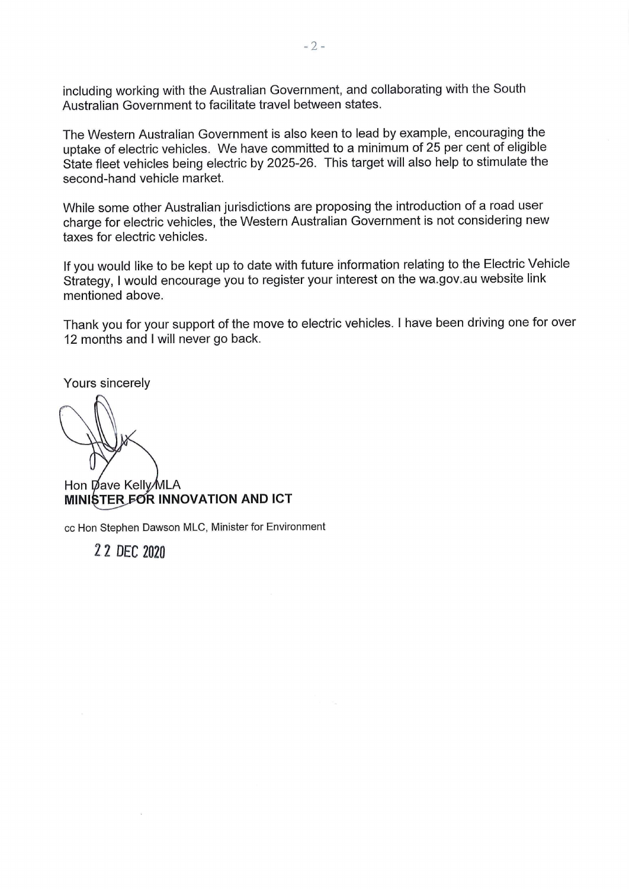including working with the Australian Government, and collaborating with the South Australian Government to facilitate travel between states.

The Western Australian Government is also keen to lead by example, encouraging the uptake of electric vehicles. We have committed to a minimum of 25 per cent of eligible State fleet vehicles being electric by 2025-26. This target will also help to stimulate the second-hand vehicle market.

While some other Australian jurisdictions are proposing the introduction of a road user charge for electric vehicles, the Western Australian Government is not considering new taxes for electric vehicles.

If you would like to be kept up to date with future information relating to the Electric Vehicle Strategy, I would encourage you to register your interest on the wa.gov.au website link mentioned above.

Thank you for your support of the move to electric vehicles. I have been driving one for over 12 months and I will never go back.

Yours sincerely

Hon Dave Kelly MLA
**MINISTER FOR INNOVATION AND ICT**

cc Hon Stephen Dawson MLC, Minister for Environment

22 DEC 2020